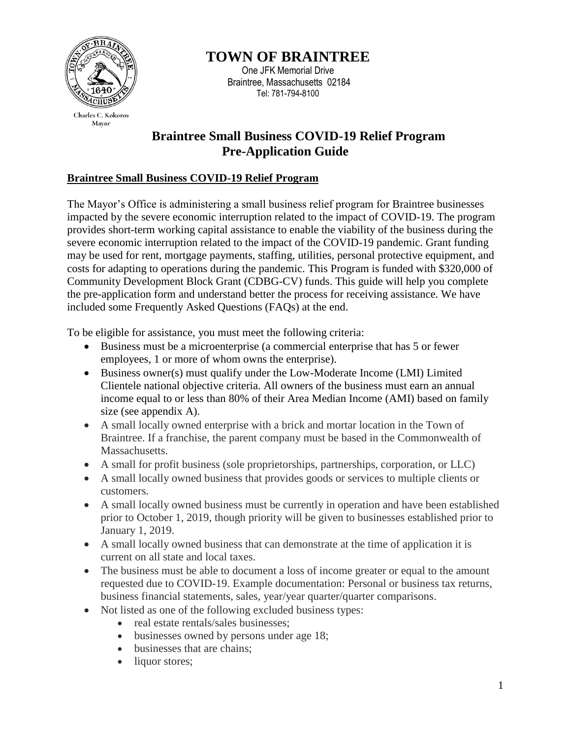# TOWN OF BRAINTREE

One JFK Memorial Drive
Braintree, Massachusetts 02184
Tel: 781-794-8100

Charles C. Kokoros
Mayor

## Braintree Small Business COVID-19 Relief Program Pre-Application Guide

### Braintree Small Business COVID-19 Relief Program

The Mayor's Office is administering a small business relief program for Braintree businesses impacted by the severe economic interruption related to the impact of COVID-19. The program provides short-term working capital assistance to enable the viability of the business during the severe economic interruption related to the impact of the COVID-19 pandemic. Grant funding may be used for rent, mortgage payments, staffing, utilities, personal protective equipment, and costs for adapting to operations during the pandemic. This Program is funded with $320,000 of Community Development Block Grant (CDBG-CV) funds. This guide will help you complete the pre-application form and understand better the process for receiving assistance. We have included some Frequently Asked Questions (FAQs) at the end.

To be eligible for assistance, you must meet the following criteria:

- Business must be a microenterprise (a commercial enterprise that has 5 or fewer employees, 1 or more of whom owns the enterprise).
- Business owner(s) must qualify under the Low-Moderate Income (LMI) Limited Clientele national objective criteria. All owners of the business must earn an annual income equal to or less than 80% of their Area Median Income (AMI) based on family size (see appendix A).
- A small locally owned enterprise with a brick and mortar location in the Town of Braintree. If a franchise, the parent company must be based in the Commonwealth of Massachusetts.
- A small for profit business (sole proprietorships, partnerships, corporation, or LLC)
- A small locally owned business that provides goods or services to multiple clients or customers.
- A small locally owned business must be currently in operation and have been established prior to October 1, 2019, though priority will be given to businesses established prior to January 1, 2019.
- A small locally owned business that can demonstrate at the time of application it is current on all state and local taxes.
- The business must be able to document a loss of income greater or equal to the amount requested due to COVID-19. Example documentation: Personal or business tax returns, business financial statements, sales, year/year quarter/quarter comparisons.
- Not listed as one of the following excluded business types:
  - real estate rentals/sales businesses;
  - businesses owned by persons under age 18;
  - businesses that are chains;
  - liquor stores;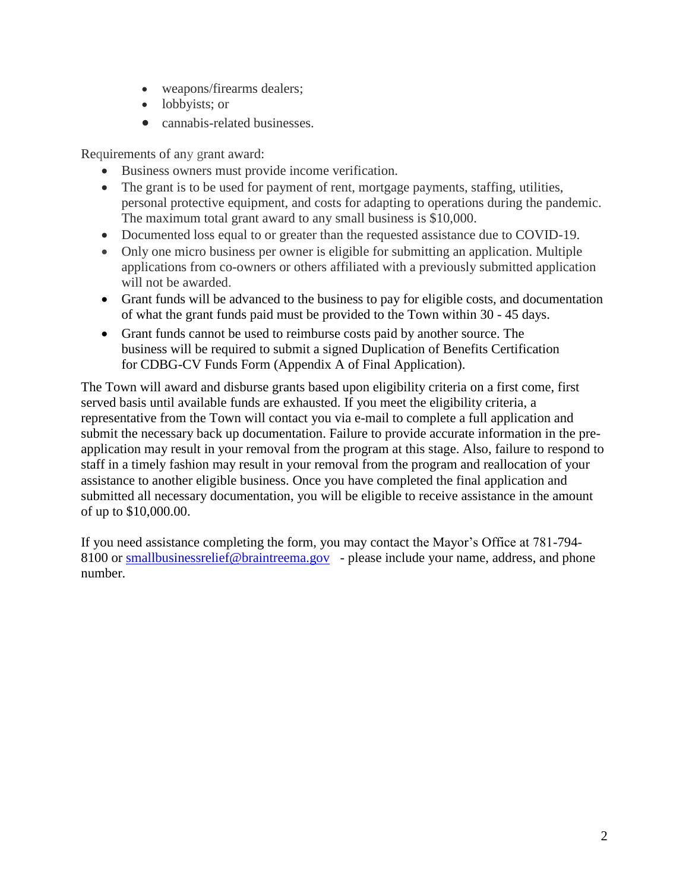- weapons/firearms dealers;
- lobbyists; or
- cannabis-related businesses.

Requirements of any grant award:

- Business owners must provide income verification.
- The grant is to be used for payment of rent, mortgage payments, staffing, utilities, personal protective equipment, and costs for adapting to operations during the pandemic. The maximum total grant award to any small business is $10,000.
- Documented loss equal to or greater than the requested assistance due to COVID-19.
- Only one micro business per owner is eligible for submitting an application. Multiple applications from co-owners or others affiliated with a previously submitted application will not be awarded.
- Grant funds will be advanced to the business to pay for eligible costs, and documentation of what the grant funds paid must be provided to the Town within 30 - 45 days.
- Grant funds cannot be used to reimburse costs paid by another source. The business will be required to submit a signed Duplication of Benefits Certification for CDBG-CV Funds Form (Appendix A of Final Application).

The Town will award and disburse grants based upon eligibility criteria on a first come, first served basis until available funds are exhausted. If you meet the eligibility criteria, a representative from the Town will contact you via e-mail to complete a full application and submit the necessary back up documentation. Failure to provide accurate information in the pre-application may result in your removal from the program at this stage. Also, failure to respond to staff in a timely fashion may result in your removal from the program and reallocation of your assistance to another eligible business. Once you have completed the final application and submitted all necessary documentation, you will be eligible to receive assistance in the amount of up to $10,000.00.

If you need assistance completing the form, you may contact the Mayor's Office at 781-794-8100 or [smallbusinessrelief@braintreema.gov](mailto:smallbusinessrelief@braintreema.gov) - please include your name, address, and phone number.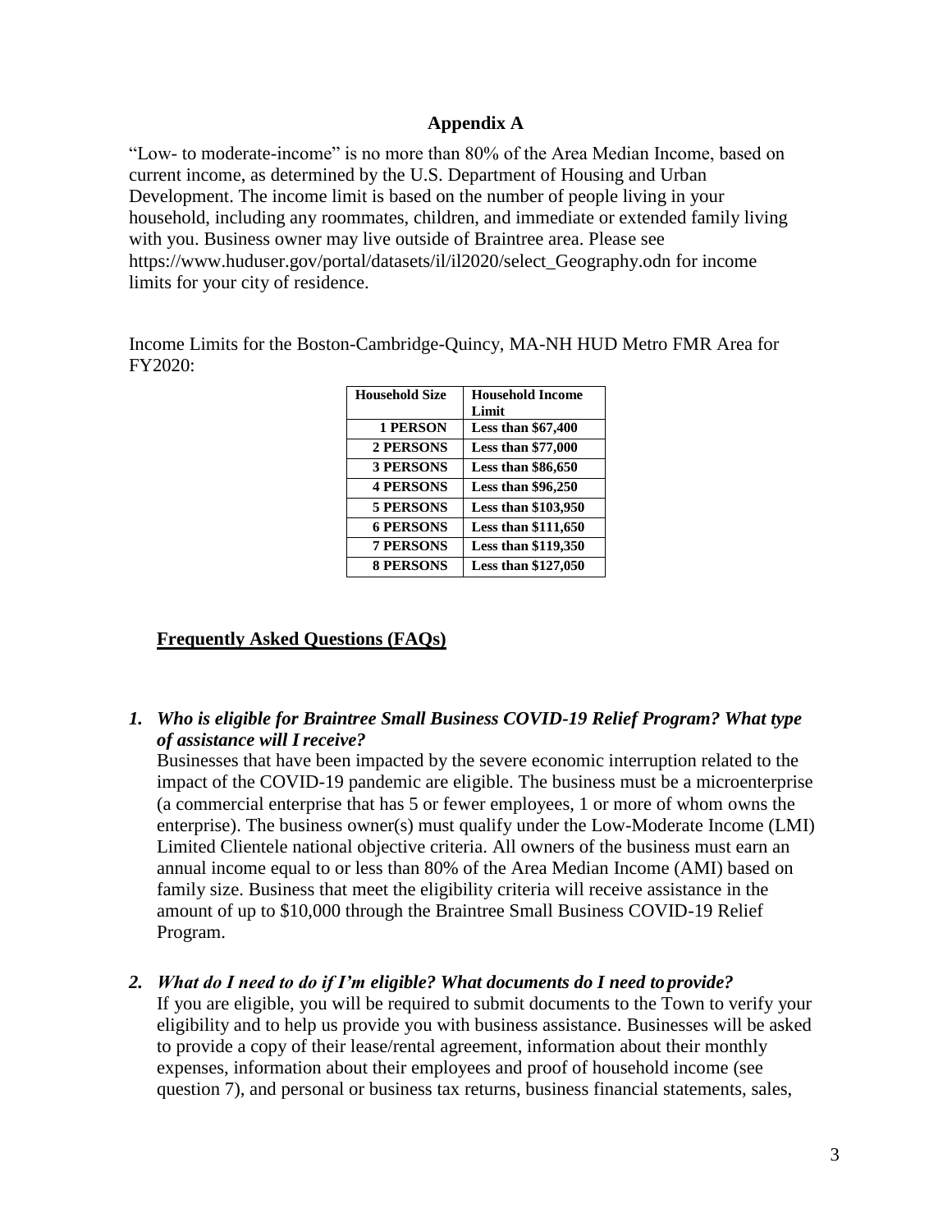## Appendix A

"Low- to moderate-income" is no more than 80% of the Area Median Income, based on current income, as determined by the U.S. Department of Housing and Urban Development. The income limit is based on the number of people living in your household, including any roommates, children, and immediate or extended family living with you. Business owner may live outside of Braintree area. Please see https://www.huduser.gov/portal/datasets/il/il2020/select_Geography.odn for income limits for your city of residence.

Income Limits for the Boston-Cambridge-Quincy, MA-NH HUD Metro FMR Area for FY2020:

| Household Size | Household Income Limit |
|---|---|
| **1 PERSON** | **Less than $67,400** |
| **2 PERSONS** | **Less than $77,000** |
| **3 PERSONS** | **Less than $86,650** |
| **4 PERSONS** | **Less than $96,250** |
| **5 PERSONS** | **Less than $103,950** |
| **6 PERSONS** | **Less than $111,650** |
| **7 PERSONS** | **Less than $119,350** |
| **8 PERSONS** | **Less than $127,050** |

## Frequently Asked Questions (FAQs)

1. ***Who is eligible for Braintree Small Business COVID-19 Relief Program? What type of assistance will I receive?***
   Businesses that have been impacted by the severe economic interruption related to the impact of the COVID-19 pandemic are eligible. The business must be a microenterprise (a commercial enterprise that has 5 or fewer employees, 1 or more of whom owns the enterprise). The business owner(s) must qualify under the Low-Moderate Income (LMI) Limited Clientele national objective criteria. All owners of the business must earn an annual income equal to or less than 80% of the Area Median Income (AMI) based on family size. Business that meet the eligibility criteria will receive assistance in the amount of up to $10,000 through the Braintree Small Business COVID-19 Relief Program.

2. ***What do I need to do if I'm eligible? What documents do I need to provide?***
   If you are eligible, you will be required to submit documents to the Town to verify your eligibility and to help us provide you with business assistance. Businesses will be asked to provide a copy of their lease/rental agreement, information about their monthly expenses, information about their employees and proof of household income (see question 7), and personal or business tax returns, business financial statements, sales,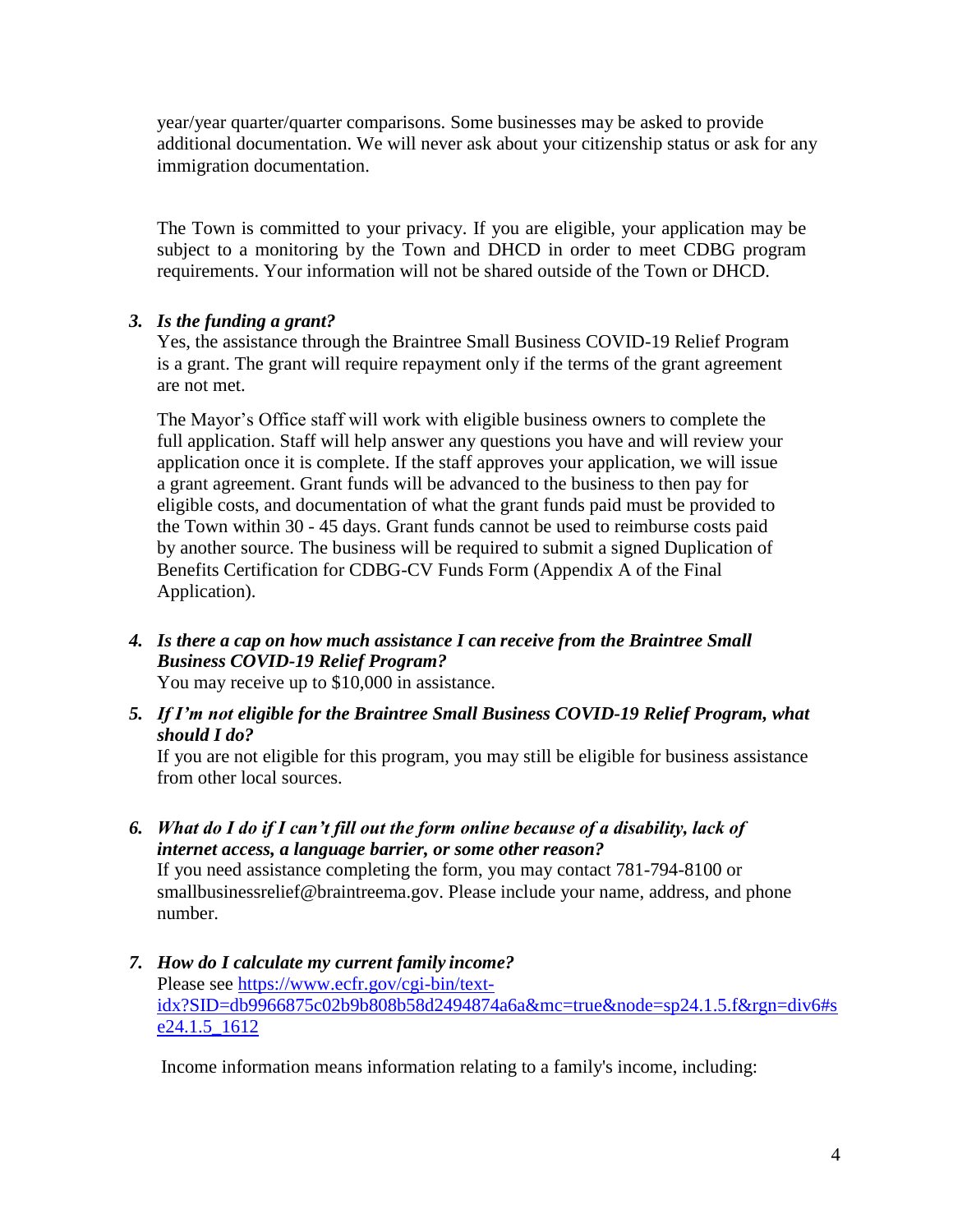year/year quarter/quarter comparisons. Some businesses may be asked to provide additional documentation. We will never ask about your citizenship status or ask for any immigration documentation.

The Town is committed to your privacy. If you are eligible, your application may be subject to a monitoring by the Town and DHCD in order to meet CDBG program requirements. Your information will not be shared outside of the Town or DHCD.

3. ***Is the funding a grant?***

   Yes, the assistance through the Braintree Small Business COVID-19 Relief Program is a grant. The grant will require repayment only if the terms of the grant agreement are not met.

   The Mayor's Office staff will work with eligible business owners to complete the full application. Staff will help answer any questions you have and will review your application once it is complete. If the staff approves your application, we will issue a grant agreement. Grant funds will be advanced to the business to then pay for eligible costs, and documentation of what the grant funds paid must be provided to the Town within 30 - 45 days. Grant funds cannot be used to reimburse costs paid by another source. The business will be required to submit a signed Duplication of Benefits Certification for CDBG-CV Funds Form (Appendix A of the Final Application).

4. ***Is there a cap on how much assistance I can receive from the Braintree Small Business COVID-19 Relief Program?***

   You may receive up to $10,000 in assistance.

5. ***If I'm not eligible for the Braintree Small Business COVID-19 Relief Program, what should I do?***

   If you are not eligible for this program, you may still be eligible for business assistance from other local sources.

6. ***What do I do if I can't fill out the form online because of a disability, lack of internet access, a language barrier, or some other reason?***

   If you need assistance completing the form, you may contact 781-794-8100 or smallbusinessrelief@braintreema.gov. Please include your name, address, and phone number.

7. ***How do I calculate my current family income?***

   Please see [https://www.ecfr.gov/cgi-bin/text-idx?SID=db9966875c02b9b808b58d2494874a6a&mc=true&node=sp24.1.5.f&rgn=div6#se24.1.5_1612](https://www.ecfr.gov/cgi-bin/text-idx?SID=db9966875c02b9b808b58d2494874a6a&mc=true&node=sp24.1.5.f&rgn=div6#se24.1.5_1612)

   Income information means information relating to a family's income, including: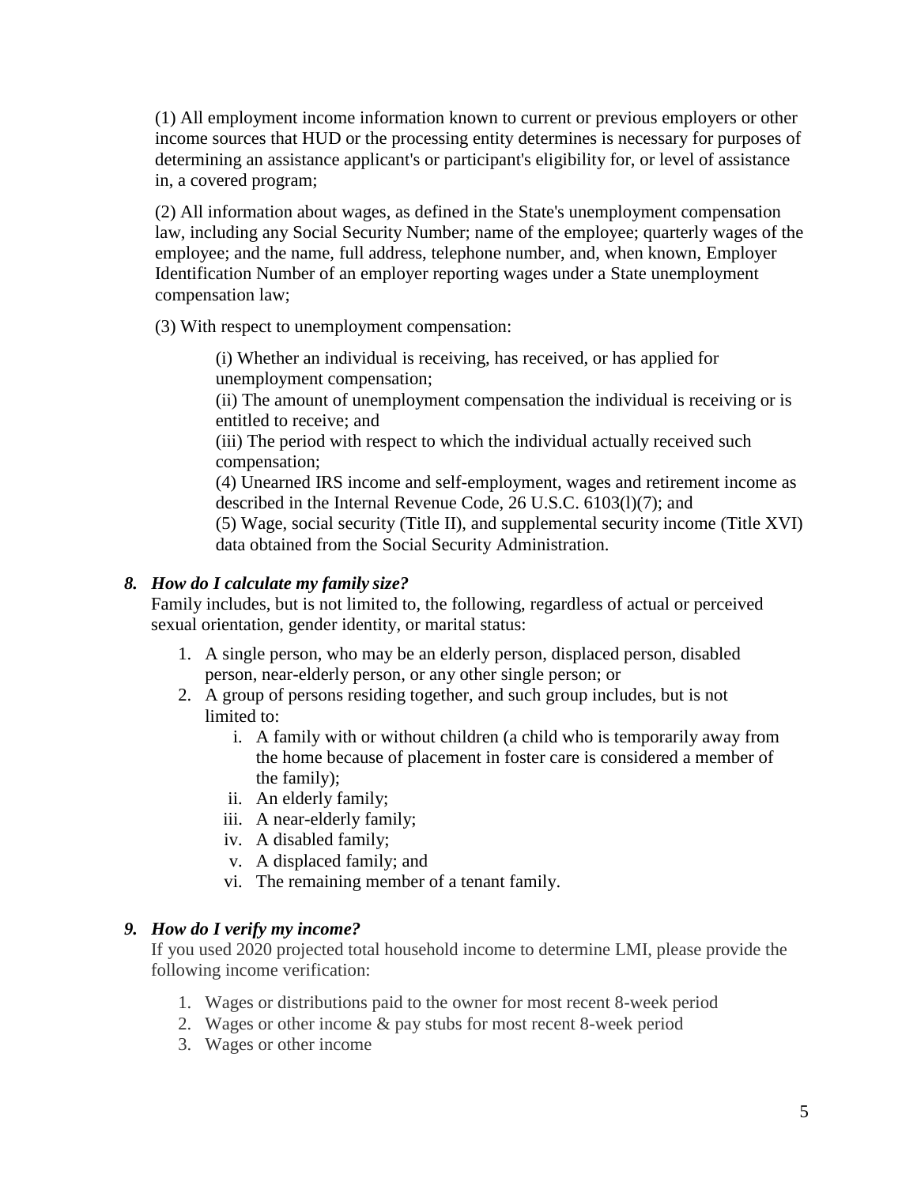(1) All employment income information known to current or previous employers or other income sources that HUD or the processing entity determines is necessary for purposes of determining an assistance applicant's or participant's eligibility for, or level of assistance in, a covered program;

(2) All information about wages, as defined in the State's unemployment compensation law, including any Social Security Number; name of the employee; quarterly wages of the employee; and the name, full address, telephone number, and, when known, Employer Identification Number of an employer reporting wages under a State unemployment compensation law;

(3) With respect to unemployment compensation:

> (i) Whether an individual is receiving, has received, or has applied for unemployment compensation;
> (ii) The amount of unemployment compensation the individual is receiving or is entitled to receive; and
> (iii) The period with respect to which the individual actually received such compensation;
> (4) Unearned IRS income and self-employment, wages and retirement income as described in the Internal Revenue Code, 26 U.S.C. 6103(l)(7); and
> (5) Wage, social security (Title II), and supplemental security income (Title XVI) data obtained from the Social Security Administration.

### *8. How do I calculate my family size?*

Family includes, but is not limited to, the following, regardless of actual or perceived sexual orientation, gender identity, or marital status:

1. A single person, who may be an elderly person, displaced person, disabled person, near-elderly person, or any other single person; or
2. A group of persons residing together, and such group includes, but is not limited to:
    - i. A family with or without children (a child who is temporarily away from the home because of placement in foster care is considered a member of the family);
    - ii. An elderly family;
    - iii. A near-elderly family;
    - iv. A disabled family;
    - v. A displaced family; and
    - vi. The remaining member of a tenant family.

### *9. How do I verify my income?*

If you used 2020 projected total household income to determine LMI, please provide the following income verification:

1. Wages or distributions paid to the owner for most recent 8-week period
2. Wages or other income & pay stubs for most recent 8-week period
3. Wages or other income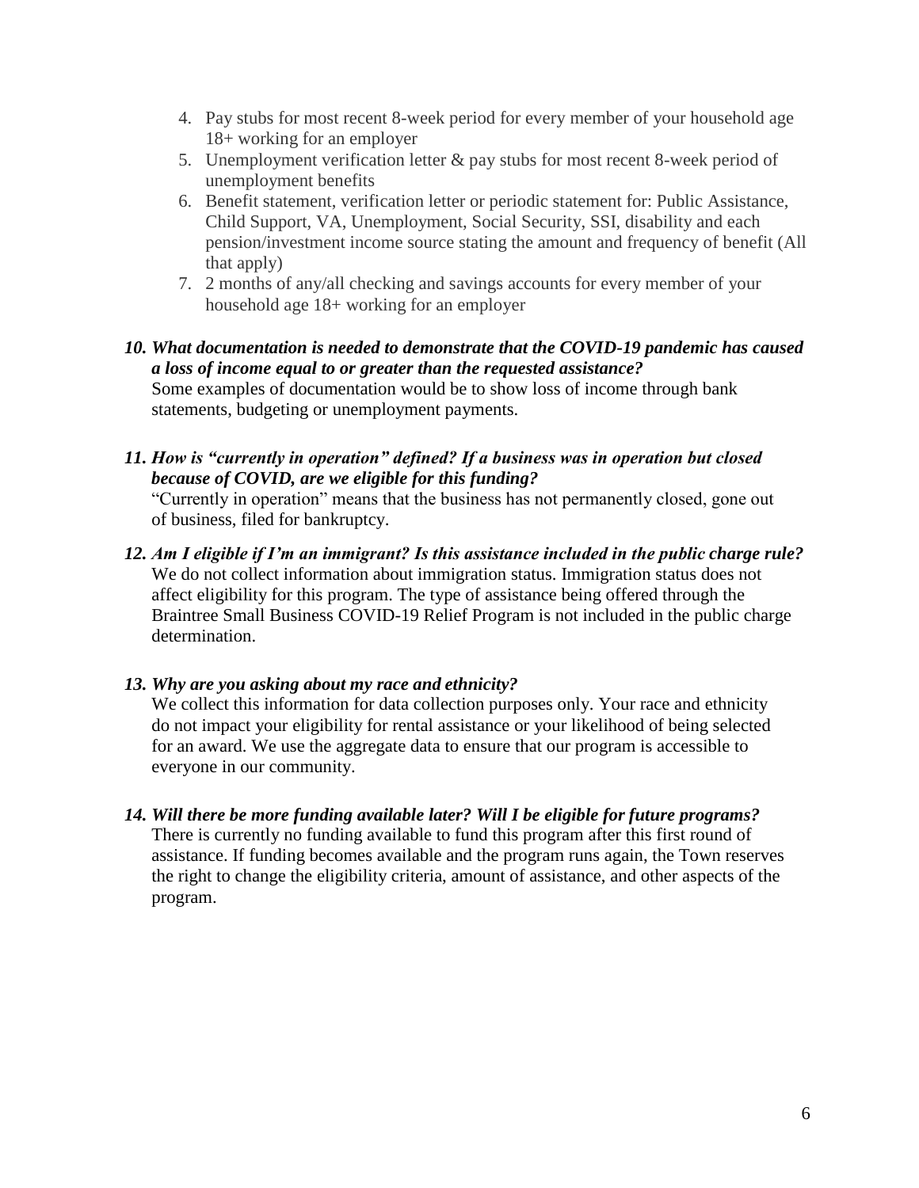4. Pay stubs for most recent 8-week period for every member of your household age 18+ working for an employer
5. Unemployment verification letter & pay stubs for most recent 8-week period of unemployment benefits
6. Benefit statement, verification letter or periodic statement for: Public Assistance, Child Support, VA, Unemployment, Social Security, SSI, disability and each pension/investment income source stating the amount and frequency of benefit (All that apply)
7. 2 months of any/all checking and savings accounts for every member of your household age 18+ working for an employer

***10. What documentation is needed to demonstrate that the COVID-19 pandemic has caused a loss of income equal to or greater than the requested assistance?***

Some examples of documentation would be to show loss of income through bank statements, budgeting or unemployment payments.

***11. How is "currently in operation" defined? If a business was in operation but closed because of COVID, are we eligible for this funding?***

"Currently in operation" means that the business has not permanently closed, gone out of business, filed for bankruptcy.

***12. Am I eligible if I'm an immigrant? Is this assistance included in the public charge rule?***

We do not collect information about immigration status. Immigration status does not affect eligibility for this program. The type of assistance being offered through the Braintree Small Business COVID-19 Relief Program is not included in the public charge determination.

***13. Why are you asking about my race and ethnicity?***

We collect this information for data collection purposes only. Your race and ethnicity do not impact your eligibility for rental assistance or your likelihood of being selected for an award. We use the aggregate data to ensure that our program is accessible to everyone in our community.

***14. Will there be more funding available later? Will I be eligible for future programs?***

There is currently no funding available to fund this program after this first round of assistance. If funding becomes available and the program runs again, the Town reserves the right to change the eligibility criteria, amount of assistance, and other aspects of the program.